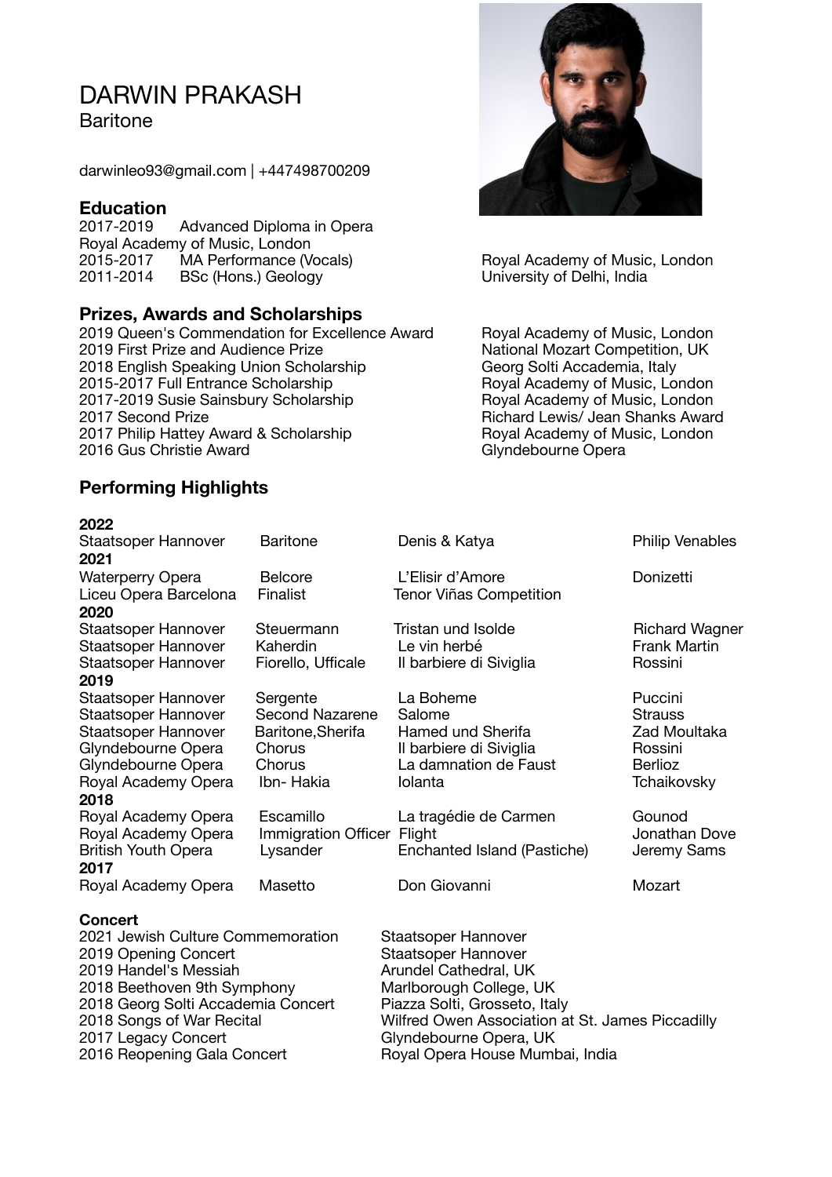# DARWIN PRAKASH

Baritone

darwinleo93@gmail.com | +447498700209

## Education

| | | |
|---|---|---|
| 2017-2019 | Advanced Diploma in Opera | Royal Academy of Music, London |
| 2015-2017 | MA Performance (Vocals) | Royal Academy of Music, London |
| 2011-2014 | BSc (Hons.) Geology | University of Delhi, India |

## Prizes, Awards and Scholarships

| | |
|---|---|
| 2019 Queen's Commendation for Excellence Award | Royal Academy of Music, London |
| 2019 First Prize and Audience Prize | National Mozart Competition, UK |
| 2018 English Speaking Union Scholarship | Georg Solti Accademia, Italy |
| 2015-2017 Full Entrance Scholarship | Royal Academy of Music, London |
| 2017-2019 Susie Sainsbury Scholarship | Royal Academy of Music, London |
| 2017 Second Prize | Richard Lewis/ Jean Shanks Award |
| 2017 Philip Hattey Award & Scholarship | Royal Academy of Music, London |
| 2016 Gus Christie Award | Glyndebourne Opera |

## Performing Highlights

**2022**

| | | | |
|---|---|---|---|
| Staatsoper Hannover | Baritone | Denis & Katya | Philip Venables |

**2021**

| | | | |
|---|---|---|---|
| Waterperry Opera | Belcore | L'Elisir d'Amore | Donizetti |
| Liceu Opera Barcelona | Finalist | Tenor Viñas Competition | |

**2020**

| | | | |
|---|---|---|---|
| Staatsoper Hannover | Steuermann | Tristan und Isolde | Richard Wagner |
| Staatsoper Hannover | Kaherdin | Le vin herbé | Frank Martin |
| Staatsoper Hannover | Fiorello, Ufficale | Il barbiere di Siviglia | Rossini |

**2019**

| | | | |
|---|---|---|---|
| Staatsoper Hannover | Sergente | La Boheme | Puccini |
| Staatsoper Hannover | Second Nazarene | Salome | Strauss |
| Staatsoper Hannover | Baritone,Sherifa | Hamed und Sherifa | Zad Moultaka |
| Glyndebourne Opera | Chorus | Il barbiere di Siviglia | Rossini |
| Glyndebourne Opera | Chorus | La damnation de Faust | Berlioz |
| Royal Academy Opera | Ibn- Hakia | Iolanta | Tchaikovsky |

**2018**

| | | | |
|---|---|---|---|
| Royal Academy Opera | Escamillo | La tragédie de Carmen | Gounod |
| Royal Academy Opera | Immigration Officer | Flight | Jonathan Dove |
| British Youth Opera | Lysander | Enchanted Island (Pastiche) | Jeremy Sams |

**2017**

| | | | |
|---|---|---|---|
| Royal Academy Opera | Masetto | Don Giovanni | Mozart |

**Concert**

| | |
|---|---|
| 2021 Jewish Culture Commemoration | Staatsoper Hannover |
| 2019 Opening Concert | Staatsoper Hannover |
| 2019 Handel's Messiah | Arundel Cathedral, UK |
| 2018 Beethoven 9th Symphony | Marlborough College, UK |
| 2018 Georg Solti Accademia Concert | Piazza Solti, Grosseto, Italy |
| 2018 Songs of War Recital | Wilfred Owen Association at St. James Piccadilly |
| 2017 Legacy Concert | Glyndebourne Opera, UK |
| 2016 Reopening Gala Concert | Royal Opera House Mumbai, India |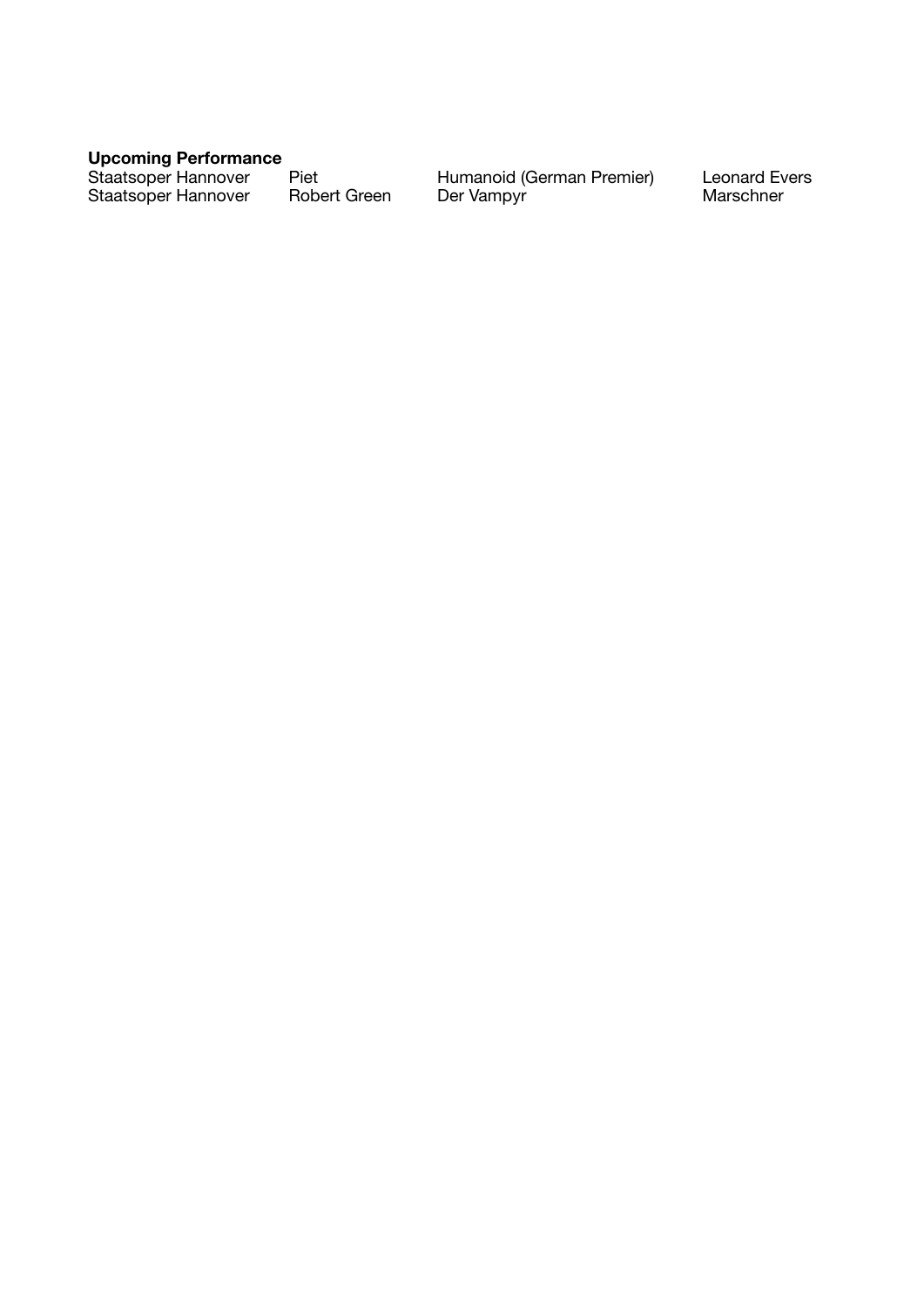**Upcoming Performance**

| | | | |
|---|---|---|---|
| Staatsoper Hannover | Piet | Humanoid (German Premier) | Leonard Evers |
| Staatsoper Hannover | Robert Green | Der Vampyr | Marschner |